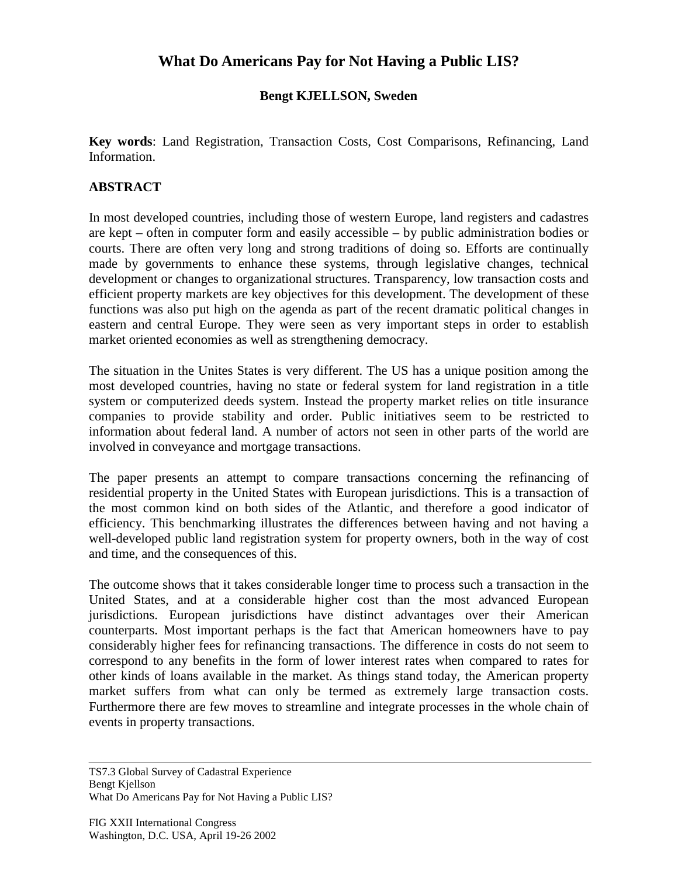# What Do Americans Pay for Not Having a Public LIS?

**Bengt KJELLSON, Sweden**

**Key words**: Land Registration, Transaction Costs, Cost Comparisons, Refinancing, Land Information.

## ABSTRACT

In most developed countries, including those of western Europe, land registers and cadastres are kept – often in computer form and easily accessible – by public administration bodies or courts. There are often very long and strong traditions of doing so. Efforts are continually made by governments to enhance these systems, through legislative changes, technical development or changes to organizational structures. Transparency, low transaction costs and efficient property markets are key objectives for this development. The development of these functions was also put high on the agenda as part of the recent dramatic political changes in eastern and central Europe. They were seen as very important steps in order to establish market oriented economies as well as strengthening democracy.

The situation in the Unites States is very different. The US has a unique position among the most developed countries, having no state or federal system for land registration in a title system or computerized deeds system. Instead the property market relies on title insurance companies to provide stability and order. Public initiatives seem to be restricted to information about federal land. A number of actors not seen in other parts of the world are involved in conveyance and mortgage transactions.

The paper presents an attempt to compare transactions concerning the refinancing of residential property in the United States with European jurisdictions. This is a transaction of the most common kind on both sides of the Atlantic, and therefore a good indicator of efficiency. This benchmarking illustrates the differences between having and not having a well-developed public land registration system for property owners, both in the way of cost and time, and the consequences of this.

The outcome shows that it takes considerable longer time to process such a transaction in the United States, and at a considerable higher cost than the most advanced European jurisdictions. European jurisdictions have distinct advantages over their American counterparts. Most important perhaps is the fact that American homeowners have to pay considerably higher fees for refinancing transactions. The difference in costs do not seem to correspond to any benefits in the form of lower interest rates when compared to rates for other kinds of loans available in the market. As things stand today, the American property market suffers from what can only be termed as extremely large transaction costs. Furthermore there are few moves to streamline and integrate processes in the whole chain of events in property transactions.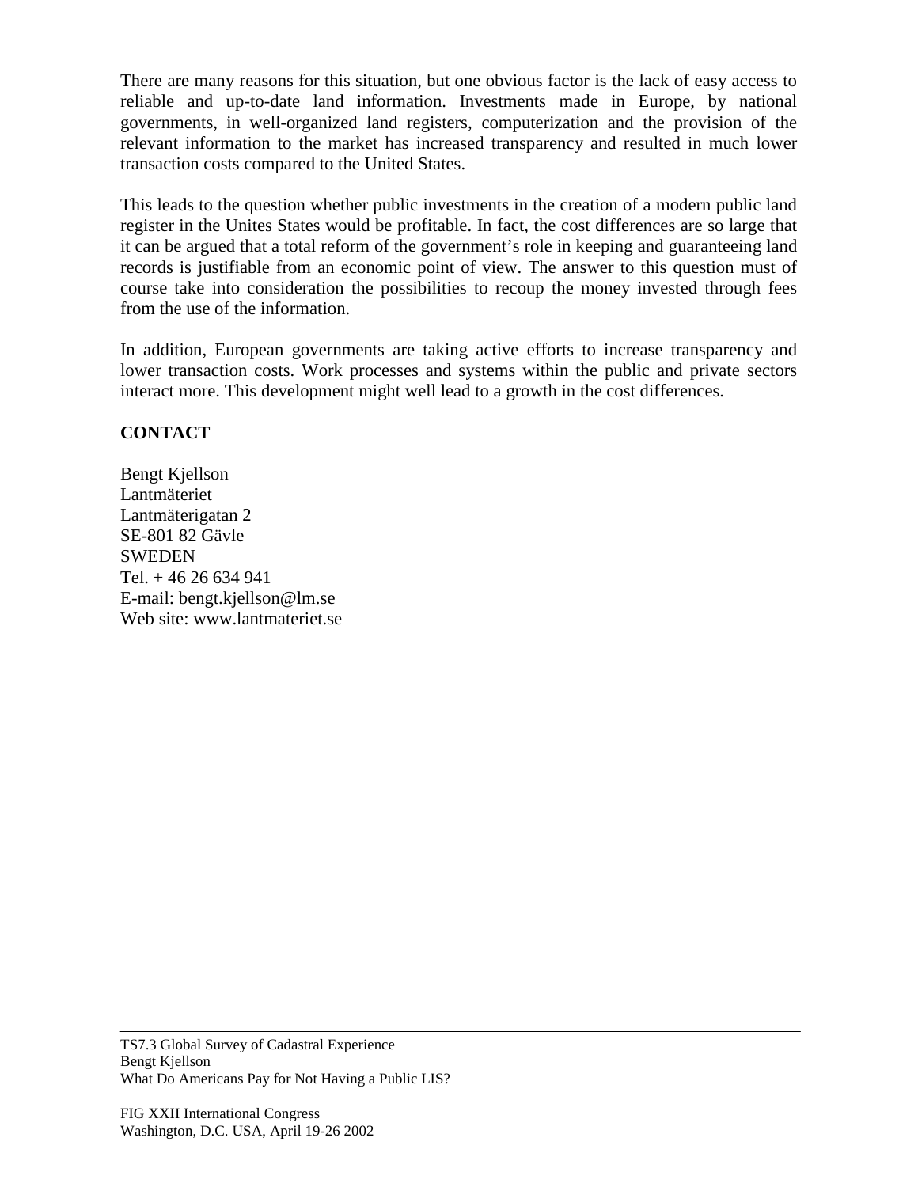There are many reasons for this situation, but one obvious factor is the lack of easy access to reliable and up-to-date land information. Investments made in Europe, by national governments, in well-organized land registers, computerization and the provision of the relevant information to the market has increased transparency and resulted in much lower transaction costs compared to the United States.

This leads to the question whether public investments in the creation of a modern public land register in the Unites States would be profitable. In fact, the cost differences are so large that it can be argued that a total reform of the government's role in keeping and guaranteeing land records is justifiable from an economic point of view. The answer to this question must of course take into consideration the possibilities to recoup the money invested through fees from the use of the information.

In addition, European governments are taking active efforts to increase transparency and lower transaction costs. Work processes and systems within the public and private sectors interact more. This development might well lead to a growth in the cost differences.

## CONTACT

Bengt Kjellson  
Lantmäteriet  
Lantmäterigatan 2  
SE-801 82 Gävle  
SWEDEN  
Tel. + 46 26 634 941  
E-mail: bengt.kjellson@lm.se  
Web site: www.lantmateriet.se